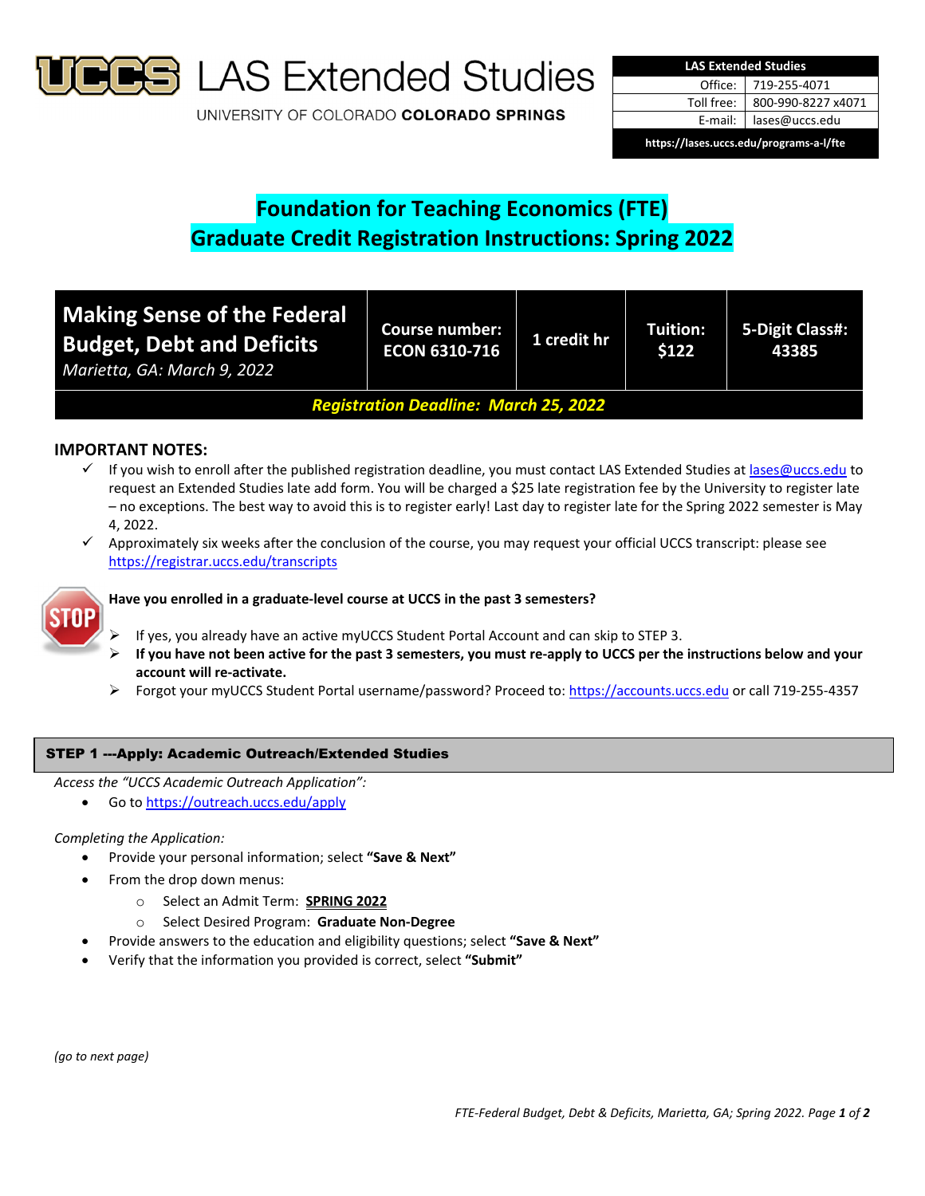# LAS Extended Studies

UNIVERSITY OF COLORADO **COLORADO SPRINGS**

| LAS Extended Studies | |
|---|---|
| Office: | 719-255-4071 |
| Toll free: | 800-990-8227 x4071 |
| E-mail: | lases@uccs.edu |
| https://lases.uccs.edu/programs-a-l/fte | |

## Foundation for Teaching Economics (FTE)
## Graduate Credit Registration Instructions: Spring 2022

| **Making Sense of the Federal Budget, Debt and Deficits** *Marietta, GA: March 9, 2022* | **Course number: ECON 6310-716** | **1 credit hr** | **Tuition: $122** | **5-Digit Class#: 43385** |
|---|---|---|---|---|
| ***Registration Deadline: March 25, 2022*** | | | | |

### IMPORTANT NOTES:

- ✓ If you wish to enroll after the published registration deadline, you must contact LAS Extended Studies at lases@uccs.edu to request an Extended Studies late add form. You will be charged a $25 late registration fee by the University to register late – no exceptions. The best way to avoid this is to register early! Last day to register late for the Spring 2022 semester is May 4, 2022.
- ✓ Approximately six weeks after the conclusion of the course, you may request your official UCCS transcript: please see https://registrar.uccs.edu/transcripts

STOP

**Have you enrolled in a graduate-level course at UCCS in the past 3 semesters?**

- If yes, you already have an active myUCCS Student Portal Account and can skip to STEP 3.
- **If you have not been active for the past 3 semesters, you must re-apply to UCCS per the instructions below and your account will re-activate.**
- Forgot your myUCCS Student Portal username/password? Proceed to: https://accounts.uccs.edu or call 719-255-4357

### STEP 1 ---Apply: Academic Outreach/Extended Studies

*Access the "UCCS Academic Outreach Application":*

- Go to https://outreach.uccs.edu/apply

*Completing the Application:*

- Provide your personal information; select **"Save & Next"**
- From the drop down menus:
  - Select an Admit Term: **SPRING 2022**
  - Select Desired Program: **Graduate Non-Degree**
- Provide answers to the education and eligibility questions; select **"Save & Next"**
- Verify that the information you provided is correct, select **"Submit"**

*(go to next page)*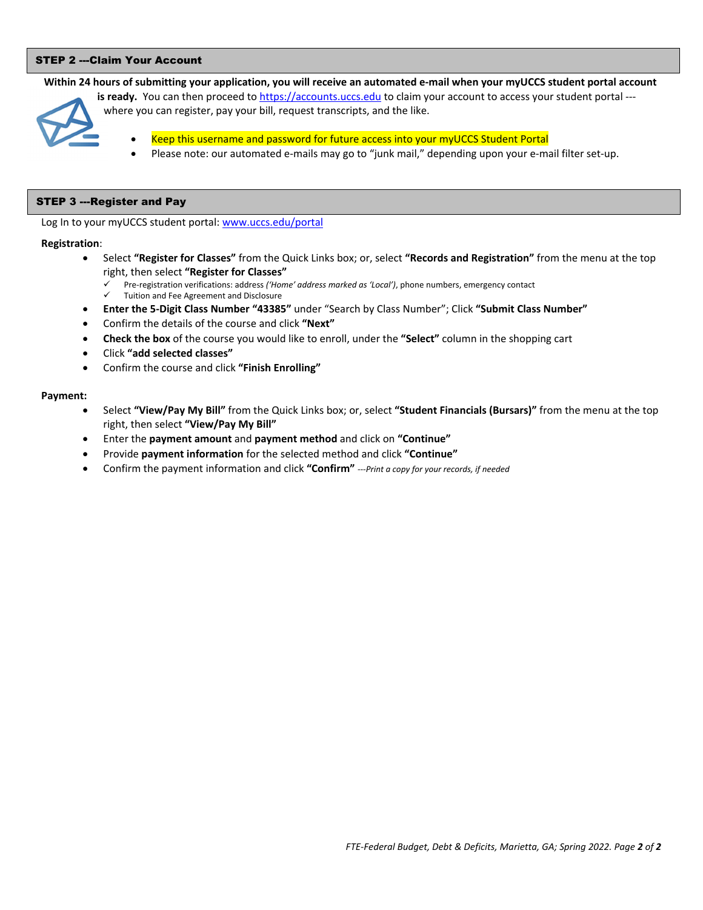## STEP 2 ---Claim Your Account

**Within 24 hours of submitting your application, you will receive an automated e-mail when your myUCCS student portal account is ready.** You can then proceed to https://accounts.uccs.edu to claim your account to access your student portal ---where you can register, pay your bill, request transcripts, and the like.

- Keep this username and password for future access into your myUCCS Student Portal
- Please note: our automated e-mails may go to "junk mail," depending upon your e-mail filter set-up.

## STEP 3 ---Register and Pay

Log In to your myUCCS student portal: www.uccs.edu/portal

**Registration**:

- Select **"Register for Classes"** from the Quick Links box; or, select **"Records and Registration"** from the menu at the top right, then select **"Register for Classes"**
  - ✓ Pre-registration verifications: address *('Home' address marked as 'Local')*, phone numbers, emergency contact
  - ✓ Tuition and Fee Agreement and Disclosure
- **Enter the 5-Digit Class Number "43385"** under "Search by Class Number"; Click **"Submit Class Number"**
- Confirm the details of the course and click **"Next"**
- **Check the box** of the course you would like to enroll, under the **"Select"** column in the shopping cart
- Click **"add selected classes"**
- Confirm the course and click **"Finish Enrolling"**

**Payment:**

- Select **"View/Pay My Bill"** from the Quick Links box; or, select **"Student Financials (Bursars)"** from the menu at the top right, then select **"View/Pay My Bill"**
- Enter the **payment amount** and **payment method** and click on **"Continue"**
- Provide **payment information** for the selected method and click **"Continue"**
- Confirm the payment information and click **"Confirm"** *---Print a copy for your records, if needed*